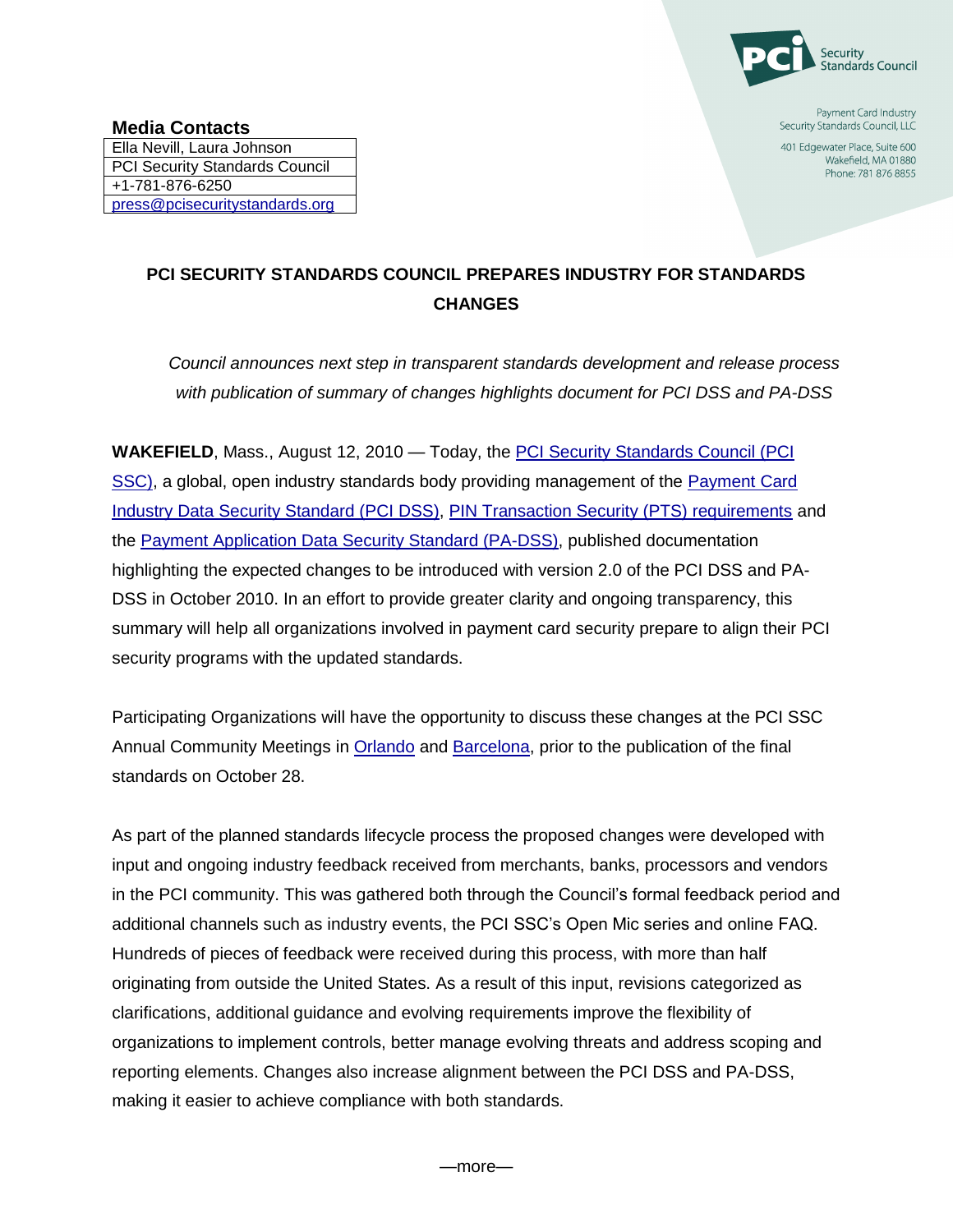PCI Security Standards Council

Payment Card Industry
Security Standards Council, LLC

401 Edgewater Place, Suite 600
Wakefield, MA 01880
Phone: 781 876 8855

**Media Contacts**

| Ella Nevill, Laura Johnson |
| --- |
| PCI Security Standards Council |
| +1-781-876-6250 |
| press@pcisecuritystandards.org |

**PCI SECURITY STANDARDS COUNCIL PREPARES INDUSTRY FOR STANDARDS CHANGES**

*Council announces next step in transparent standards development and release process with publication of summary of changes highlights document for PCI DSS and PA-DSS*

**WAKEFIELD**, Mass., August 12, 2010 — Today, the PCI Security Standards Council (PCI SSC), a global, open industry standards body providing management of the Payment Card Industry Data Security Standard (PCI DSS), PIN Transaction Security (PTS) requirements and the Payment Application Data Security Standard (PA-DSS), published documentation highlighting the expected changes to be introduced with version 2.0 of the PCI DSS and PA-DSS in October 2010. In an effort to provide greater clarity and ongoing transparency, this summary will help all organizations involved in payment card security prepare to align their PCI security programs with the updated standards.

Participating Organizations will have the opportunity to discuss these changes at the PCI SSC Annual Community Meetings in Orlando and Barcelona, prior to the publication of the final standards on October 28.

As part of the planned standards lifecycle process the proposed changes were developed with input and ongoing industry feedback received from merchants, banks, processors and vendors in the PCI community. This was gathered both through the Council's formal feedback period and additional channels such as industry events, the PCI SSC's Open Mic series and online FAQ. Hundreds of pieces of feedback were received during this process, with more than half originating from outside the United States. As a result of this input, revisions categorized as clarifications, additional guidance and evolving requirements improve the flexibility of organizations to implement controls, better manage evolving threats and address scoping and reporting elements. Changes also increase alignment between the PCI DSS and PA-DSS, making it easier to achieve compliance with both standards.

—more—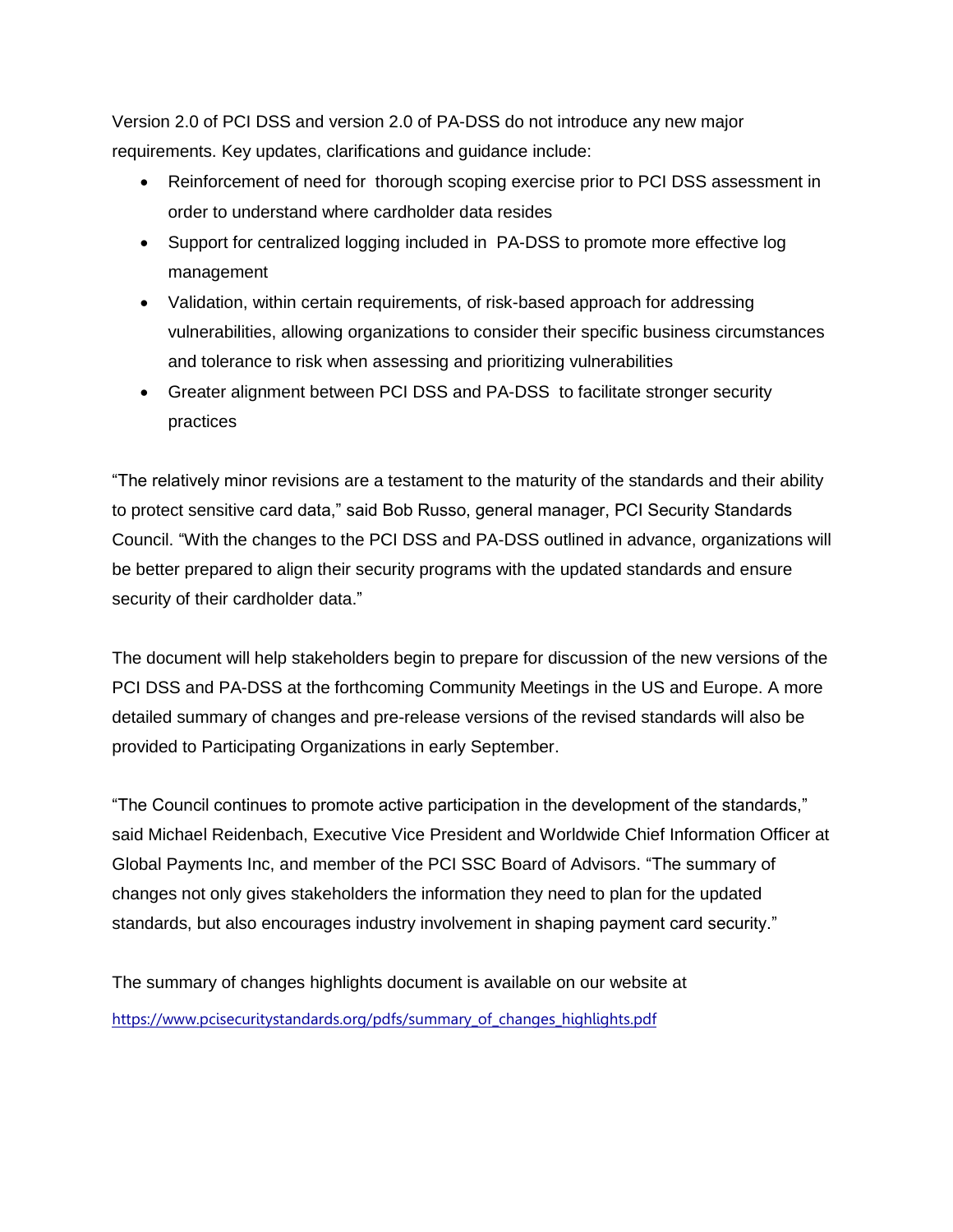Version 2.0 of PCI DSS and version 2.0 of PA-DSS do not introduce any new major requirements. Key updates, clarifications and guidance include:

- Reinforcement of need for thorough scoping exercise prior to PCI DSS assessment in order to understand where cardholder data resides
- Support for centralized logging included in PA-DSS to promote more effective log management
- Validation, within certain requirements, of risk-based approach for addressing vulnerabilities, allowing organizations to consider their specific business circumstances and tolerance to risk when assessing and prioritizing vulnerabilities
- Greater alignment between PCI DSS and PA-DSS to facilitate stronger security practices

"The relatively minor revisions are a testament to the maturity of the standards and their ability to protect sensitive card data," said Bob Russo, general manager, PCI Security Standards Council. "With the changes to the PCI DSS and PA-DSS outlined in advance, organizations will be better prepared to align their security programs with the updated standards and ensure security of their cardholder data."

The document will help stakeholders begin to prepare for discussion of the new versions of the PCI DSS and PA-DSS at the forthcoming Community Meetings in the US and Europe. A more detailed summary of changes and pre-release versions of the revised standards will also be provided to Participating Organizations in early September.

"The Council continues to promote active participation in the development of the standards," said Michael Reidenbach, Executive Vice President and Worldwide Chief Information Officer at Global Payments Inc, and member of the PCI SSC Board of Advisors. "The summary of changes not only gives stakeholders the information they need to plan for the updated standards, but also encourages industry involvement in shaping payment card security."

The summary of changes highlights document is available on our website at https://www.pcisecuritystandards.org/pdfs/summary_of_changes_highlights.pdf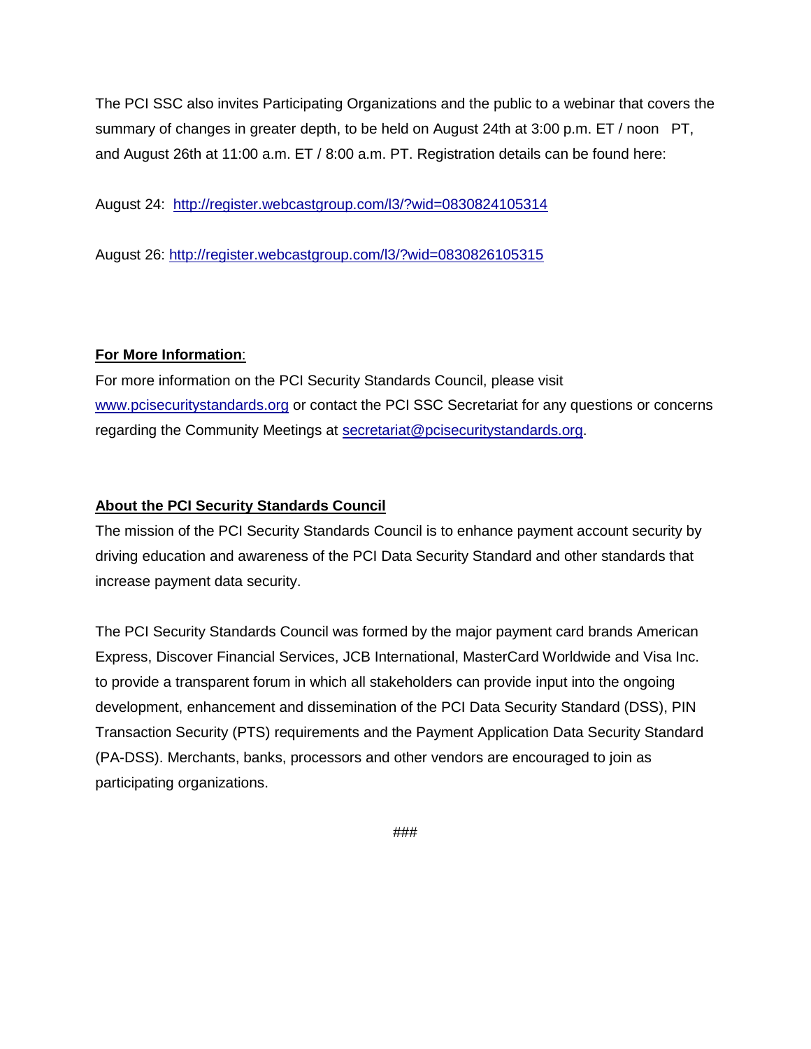The PCI SSC also invites Participating Organizations and the public to a webinar that covers the summary of changes in greater depth, to be held on August 24th at 3:00 p.m. ET / noon PT, and August 26th at 11:00 a.m. ET / 8:00 a.m. PT. Registration details can be found here:

August 24: http://register.webcastgroup.com/l3/?wid=0830824105314

August 26: http://register.webcastgroup.com/l3/?wid=0830826105315

**For More Information**:

For more information on the PCI Security Standards Council, please visit www.pcisecuritystandards.org or contact the PCI SSC Secretariat for any questions or concerns regarding the Community Meetings at secretariat@pcisecuritystandards.org.

**About the PCI Security Standards Council**

The mission of the PCI Security Standards Council is to enhance payment account security by driving education and awareness of the PCI Data Security Standard and other standards that increase payment data security.

The PCI Security Standards Council was formed by the major payment card brands American Express, Discover Financial Services, JCB International, MasterCard Worldwide and Visa Inc. to provide a transparent forum in which all stakeholders can provide input into the ongoing development, enhancement and dissemination of the PCI Data Security Standard (DSS), PIN Transaction Security (PTS) requirements and the Payment Application Data Security Standard (PA-DSS). Merchants, banks, processors and other vendors are encouraged to join as participating organizations.

###